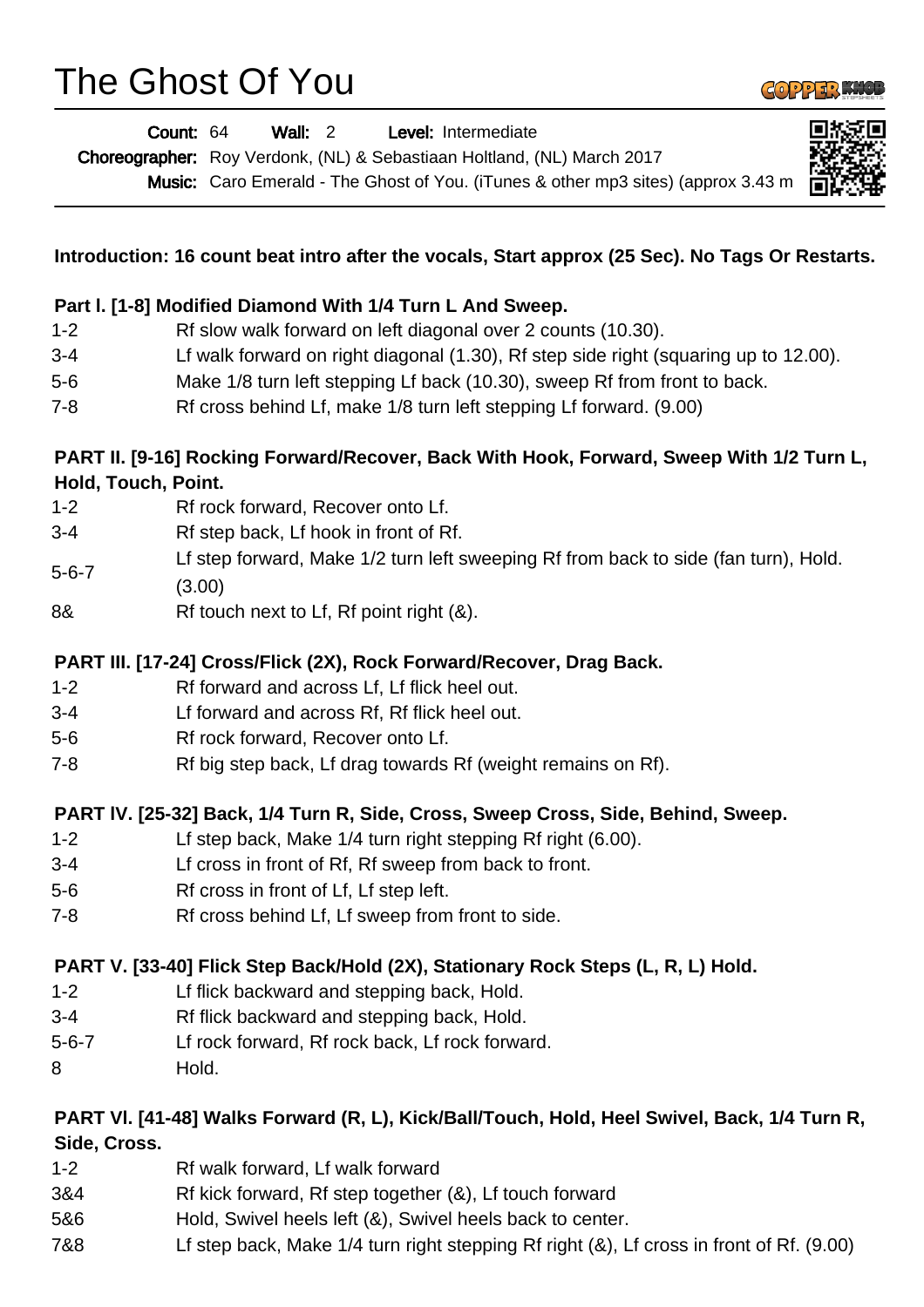# The Ghost Of You

**Count:** 64 **Wall:** 2 **Level:** Intermediate

**Choreographer:** Roy Verdonk, (NL) & Sebastiaan Holtland, (NL) March 2017

**Music:** Caro Emerald - The Ghost of You. (iTunes & other mp3 sites) (approx 3.43 m

**Introduction: 16 count beat intro after the vocals, Start approx (25 Sec). No Tags Or Restarts.**

**Part I. [1-8] Modified Diamond With 1/4 Turn L And Sweep.**

| | |
|---|---|
| 1-2 | Rf slow walk forward on left diagonal over 2 counts (10.30). |
| 3-4 | Lf walk forward on right diagonal (1.30), Rf step side right (squaring up to 12.00). |
| 5-6 | Make 1/8 turn left stepping Lf back (10.30), sweep Rf from front to back. |
| 7-8 | Rf cross behind Lf, make 1/8 turn left stepping Lf forward. (9.00) |

**PART II. [9-16] Rocking Forward/Recover, Back With Hook, Forward, Sweep With 1/2 Turn L, Hold, Touch, Point.**

| | |
|---|---|
| 1-2 | Rf rock forward, Recover onto Lf. |
| 3-4 | Rf step back, Lf hook in front of Rf. |
| 5-6-7 | Lf step forward, Make 1/2 turn left sweeping Rf from back to side (fan turn), Hold. (3.00) |
| 8& | Rf touch next to Lf, Rf point right (&). |

**PART III. [17-24] Cross/Flick (2X), Rock Forward/Recover, Drag Back.**

| | |
|---|---|
| 1-2 | Rf forward and across Lf, Lf flick heel out. |
| 3-4 | Lf forward and across Rf, Rf flick heel out. |
| 5-6 | Rf rock forward, Recover onto Lf. |
| 7-8 | Rf big step back, Lf drag towards Rf (weight remains on Rf). |

**PART lV. [25-32] Back, 1/4 Turn R, Side, Cross, Sweep Cross, Side, Behind, Sweep.**

| | |
|---|---|
| 1-2 | Lf step back, Make 1/4 turn right stepping Rf right (6.00). |
| 3-4 | Lf cross in front of Rf, Rf sweep from back to front. |
| 5-6 | Rf cross in front of Lf, Lf step left. |
| 7-8 | Rf cross behind Lf, Lf sweep from front to side. |

**PART V. [33-40] Flick Step Back/Hold (2X), Stationary Rock Steps (L, R, L) Hold.**

| | |
|---|---|
| 1-2 | Lf flick backward and stepping back, Hold. |
| 3-4 | Rf flick backward and stepping back, Hold. |
| 5-6-7 | Lf rock forward, Rf rock back, Lf rock forward. |
| 8 | Hold. |

**PART Vl. [41-48] Walks Forward (R, L), Kick/Ball/Touch, Hold, Heel Swivel, Back, 1/4 Turn R, Side, Cross.**

| | |
|---|---|
| 1-2 | Rf walk forward, Lf walk forward |
| 3&4 | Rf kick forward, Rf step together (&), Lf touch forward |
| 5&6 | Hold, Swivel heels left (&), Swivel heels back to center. |
| 7&8 | Lf step back, Make 1/4 turn right stepping Rf right (&), Lf cross in front of Rf. (9.00) |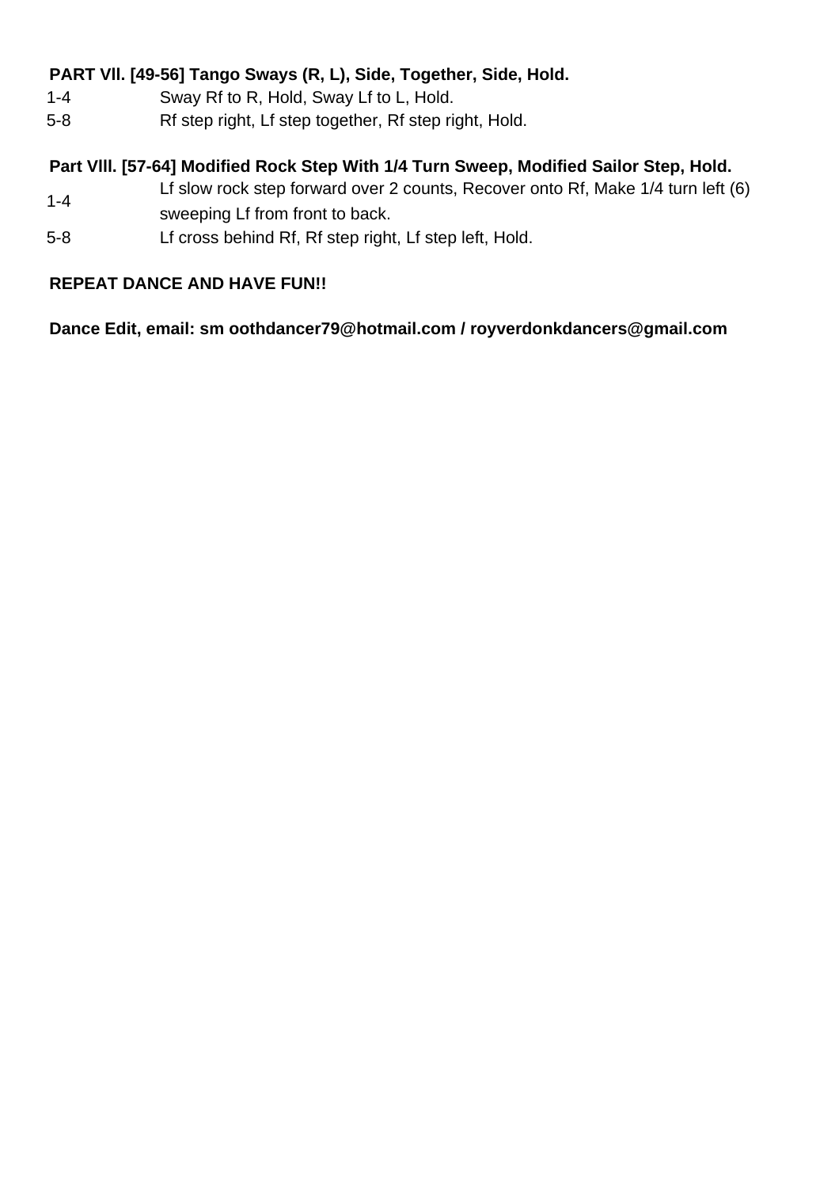**PART Vll. [49-56] Tango Sways (R, L), Side, Together, Side, Hold.**

| | |
|---|---|
| 1-4 | Sway Rf to R, Hold, Sway Lf to L, Hold. |
| 5-8 | Rf step right, Lf step together, Rf step right, Hold. |

**Part Vlll. [57-64] Modified Rock Step With 1/4 Turn Sweep, Modified Sailor Step, Hold.**

| | |
|---|---|
| 1-4 | Lf slow rock step forward over 2 counts, Recover onto Rf, Make 1/4 turn left (6) sweeping Lf from front to back. |
| 5-8 | Lf cross behind Rf, Rf step right, Lf step left, Hold. |

**REPEAT DANCE AND HAVE FUN!!**

**Dance Edit, email: sm oothdancer79@hotmail.com / royverdonkdancers@gmail.com**